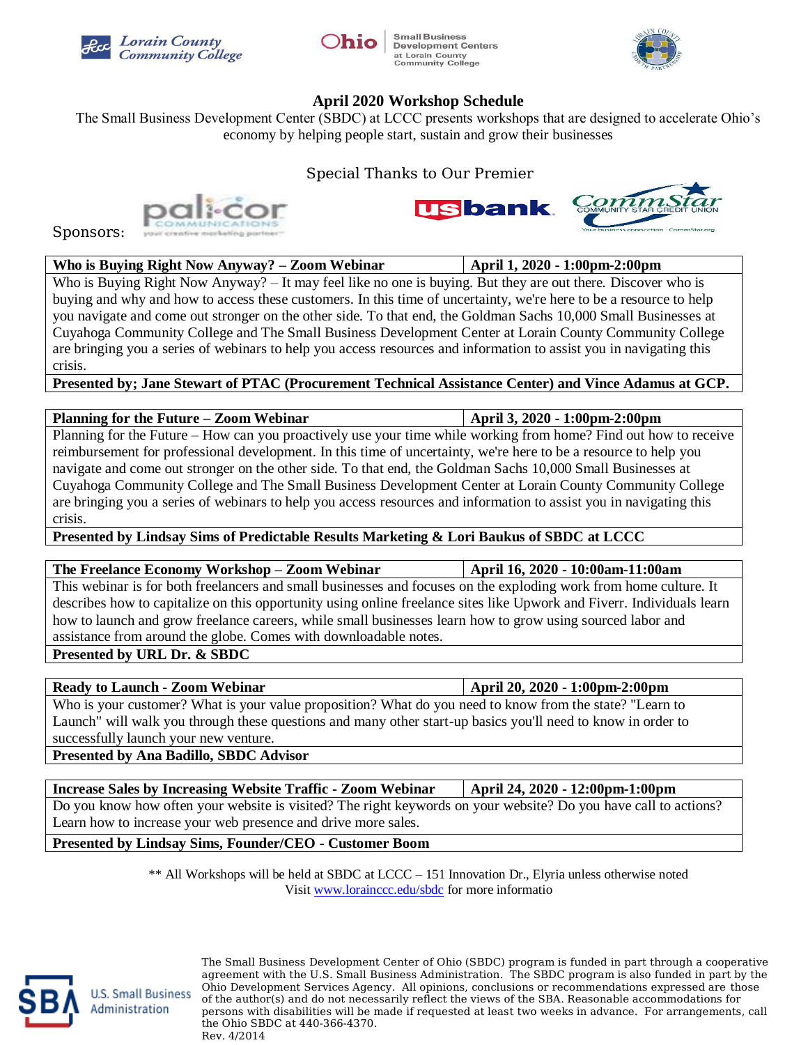Lorain County Community College | Ohio Small Business Development Centers at Lorain County Community College

# April 2020 Workshop Schedule

The Small Business Development Center (SBDC) at LCCC presents workshops that are designed to accelerate Ohio's economy by helping people start, sustain and grow their businesses

Special Thanks to Our Premier Sponsors:

| **Who is Buying Right Now Anyway? – Zoom Webinar** | **April 1, 2020 - 1:00pm-2:00pm** |
|---|---|
| Who is Buying Right Now Anyway? – It may feel like no one is buying. But they are out there. Discover who is buying and why and how to access these customers. In this time of uncertainty, we're here to be a resource to help you navigate and come out stronger on the other side. To that end, the Goldman Sachs 10,000 Small Businesses at Cuyahoga Community College and The Small Business Development Center at Lorain County Community College are bringing you a series of webinars to help you access resources and information to assist you in navigating this crisis. | |
| **Presented by; Jane Stewart of PTAC (Procurement Technical Assistance Center) and Vince Adamus at GCP.** | |

| **Planning for the Future – Zoom Webinar** | **April 3, 2020 - 1:00pm-2:00pm** |
|---|---|
| Planning for the Future – How can you proactively use your time while working from home? Find out how to receive reimbursement for professional development. In this time of uncertainty, we're here to be a resource to help you navigate and come out stronger on the other side. To that end, the Goldman Sachs 10,000 Small Businesses at Cuyahoga Community College and The Small Business Development Center at Lorain County Community College are bringing you a series of webinars to help you access resources and information to assist you in navigating this crisis. | |
| **Presented by Lindsay Sims of Predictable Results Marketing & Lori Baukus of SBDC at LCCC** | |

| **The Freelance Economy Workshop – Zoom Webinar** | **April 16, 2020 - 10:00am-11:00am** |
|---|---|
| This webinar is for both freelancers and small businesses and focuses on the exploding work from home culture. It describes how to capitalize on this opportunity using online freelance sites like Upwork and Fiverr. Individuals learn how to launch and grow freelance careers, while small businesses learn how to grow using sourced labor and assistance from around the globe. Comes with downloadable notes. | |
| **Presented by URL Dr. & SBDC** | |

| **Ready to Launch - Zoom Webinar** | **April 20, 2020 - 1:00pm-2:00pm** |
|---|---|
| Who is your customer? What is your value proposition? What do you need to know from the state? "Learn to Launch" will walk you through these questions and many other start-up basics you'll need to know in order to successfully launch your new venture. | |
| **Presented by Ana Badillo, SBDC Advisor** | |

| **Increase Sales by Increasing Website Traffic - Zoom Webinar** | **April 24, 2020 - 12:00pm-1:00pm** |
|---|---|
| Do you know how often your website is visited? The right keywords on your website? Do you have call to actions? Learn how to increase your web presence and drive more sales. | |
| **Presented by Lindsay Sims, Founder/CEO - Customer Boom** | |

** All Workshops will be held at SBDC at LCCC – 151 Innovation Dr., Elyria unless otherwise noted
Visit [www.lorainccc.edu/sbdc](www.lorainccc.edu/sbdc) for more informatio

U.S. Small Business Administration

The Small Business Development Center of Ohio (SBDC) program is funded in part through a cooperative agreement with the U.S. Small Business Administration. The SBDC program is also funded in part by the Ohio Development Services Agency. All opinions, conclusions or recommendations expressed are those of the author(s) and do not necessarily reflect the views of the SBA. Reasonable accommodations for persons with disabilities will be made if requested at least two weeks in advance. For arrangements, call the Ohio SBDC at 440-366-4370.
Rev. 4/2014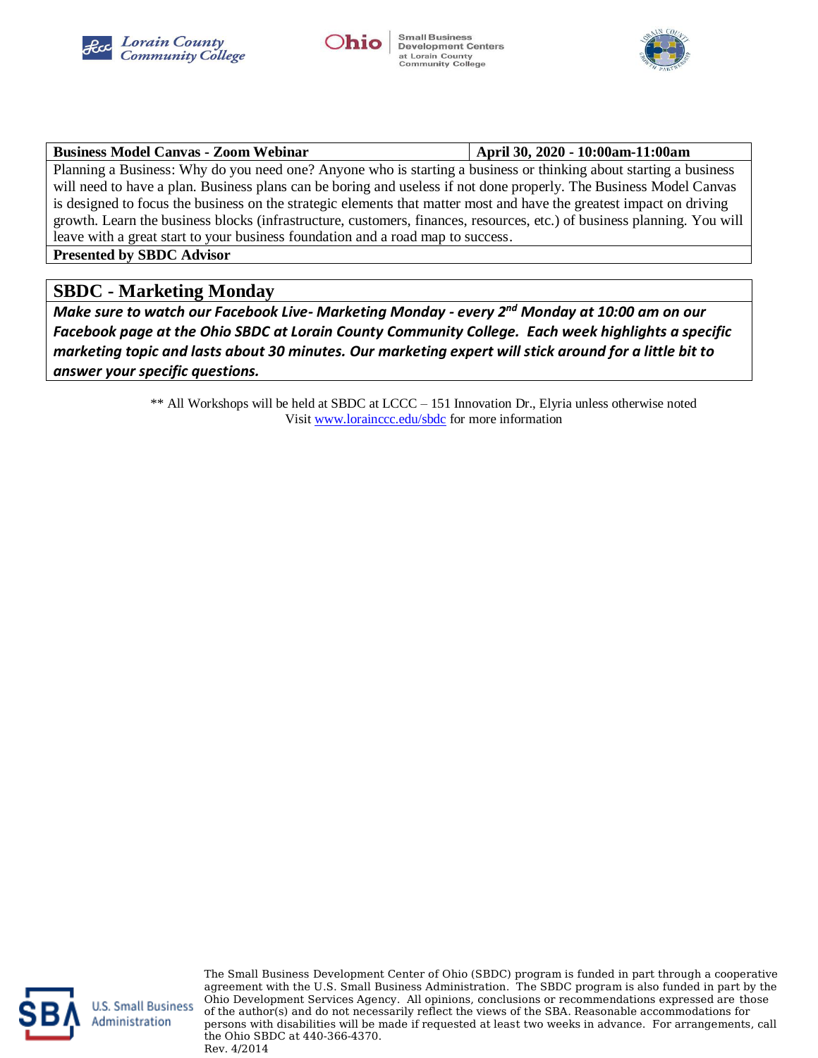| Business Model Canvas - Zoom Webinar | April 30, 2020 - 10:00am-11:00am |
| --- | --- |
| Planning a Business: Why do you need one? Anyone who is starting a business or thinking about starting a business will need to have a plan. Business plans can be boring and useless if not done properly. The Business Model Canvas is designed to focus the business on the strategic elements that matter most and have the greatest impact on driving growth. Learn the business blocks (infrastructure, customers, finances, resources, etc.) of business planning. You will leave with a great start to your business foundation and a road map to success. | |
| **Presented by SBDC Advisor** | |

## SBDC - Marketing Monday

***Make sure to watch our Facebook Live- Marketing Monday - every 2nd Monday at 10:00 am on our Facebook page at the Ohio SBDC at Lorain County Community College. Each week highlights a specific marketing topic and lasts about 30 minutes. Our marketing expert will stick around for a little bit to answer your specific questions.***

** All Workshops will be held at SBDC at LCCC – 151 Innovation Dr., Elyria unless otherwise noted
Visit www.lorainccc.edu/sbdc for more information

The Small Business Development Center of Ohio (SBDC) program is funded in part through a cooperative agreement with the U.S. Small Business Administration. The SBDC program is also funded in part by the Ohio Development Services Agency. All opinions, conclusions or recommendations expressed are those of the author(s) and do not necessarily reflect the views of the SBA. Reasonable accommodations for persons with disabilities will be made if requested at least two weeks in advance. For arrangements, call the Ohio SBDC at 440-366-4370.
Rev. 4/2014